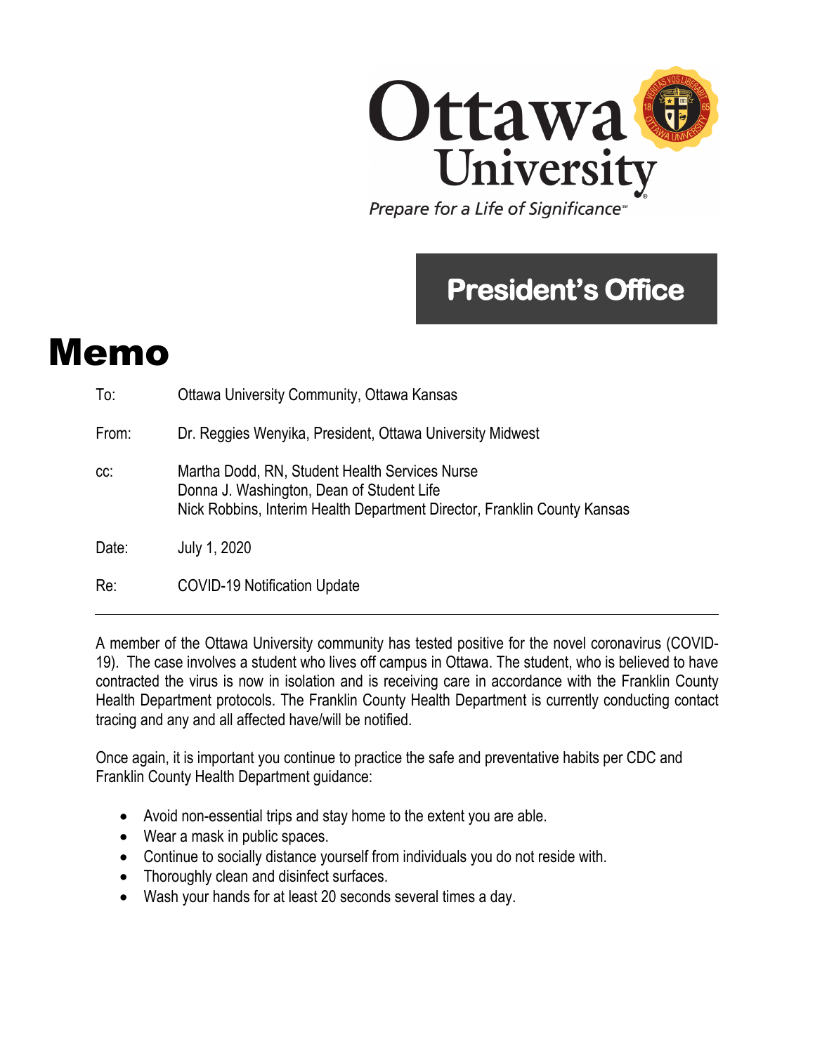Ottawa University

*Prepare for a Life of Significance*℠

**President's Office**

# Memo

| | |
|---|---|
| To: | Ottawa University Community, Ottawa Kansas |
| From: | Dr. Reggies Wenyika, President, Ottawa University Midwest |
| cc: | Martha Dodd, RN, Student Health Services Nurse<br>Donna J. Washington, Dean of Student Life<br>Nick Robbins, Interim Health Department Director, Franklin County Kansas |
| Date: | July 1, 2020 |
| Re: | COVID-19 Notification Update |

---

A member of the Ottawa University community has tested positive for the novel coronavirus (COVID-19). The case involves a student who lives off campus in Ottawa. The student, who is believed to have contracted the virus is now in isolation and is receiving care in accordance with the Franklin County Health Department protocols. The Franklin County Health Department is currently conducting contact tracing and any and all affected have/will be notified.

Once again, it is important you continue to practice the safe and preventative habits per CDC and Franklin County Health Department guidance:

- Avoid non-essential trips and stay home to the extent you are able.
- Wear a mask in public spaces.
- Continue to socially distance yourself from individuals you do not reside with.
- Thoroughly clean and disinfect surfaces.
- Wash your hands for at least 20 seconds several times a day.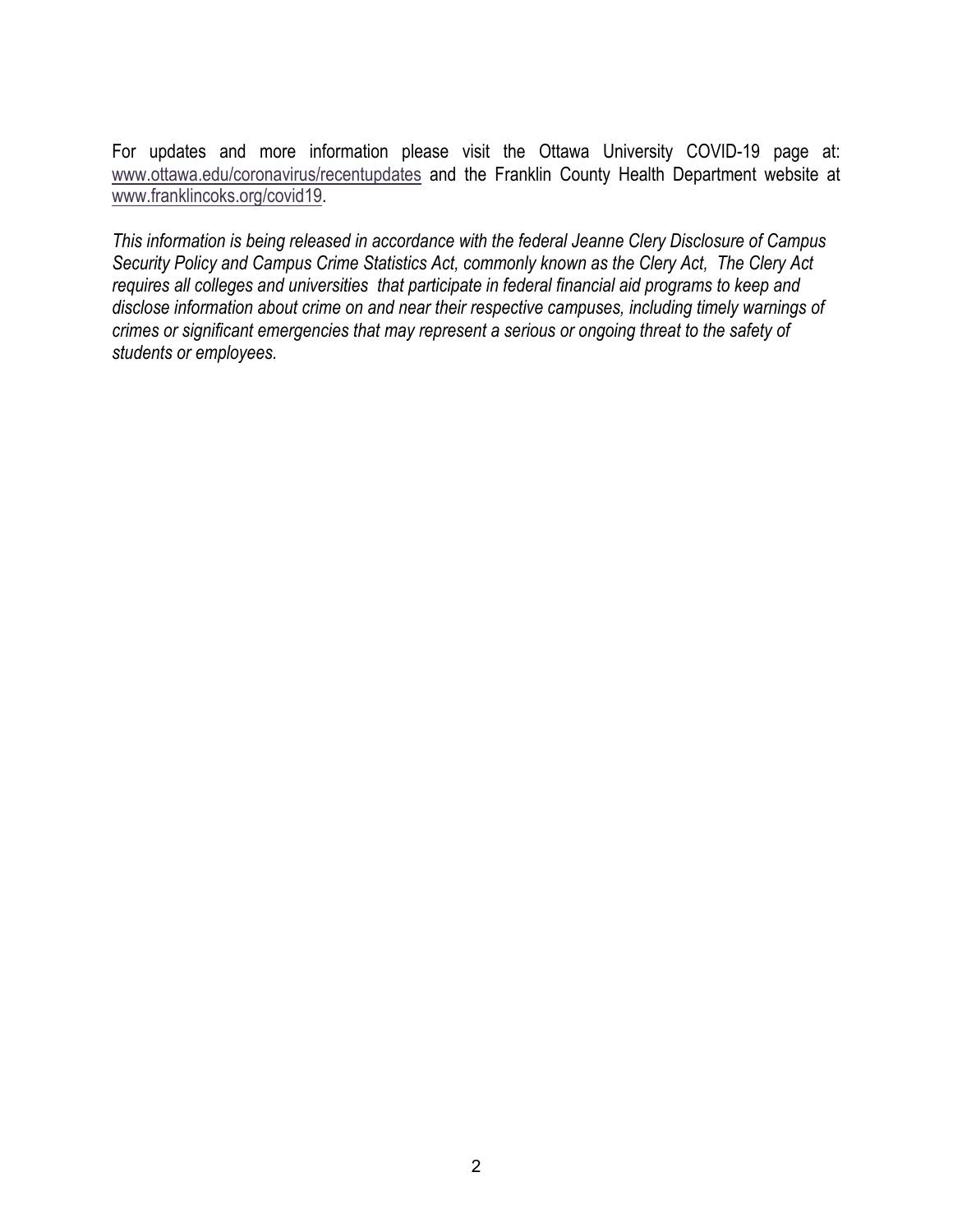For updates and more information please visit the Ottawa University COVID-19 page at: [www.ottawa.edu/coronavirus/recentupdates](http://www.ottawa.edu/coronavirus/recentupdates) and the Franklin County Health Department website at [www.franklincoks.org/covid19](http://www.franklincoks.org/covid19).

*This information is being released in accordance with the federal Jeanne Clery Disclosure of Campus Security Policy and Campus Crime Statistics Act, commonly known as the Clery Act, The Clery Act requires all colleges and universities that participate in federal financial aid programs to keep and disclose information about crime on and near their respective campuses, including timely warnings of crimes or significant emergencies that may represent a serious or ongoing threat to the safety of students or employees.*